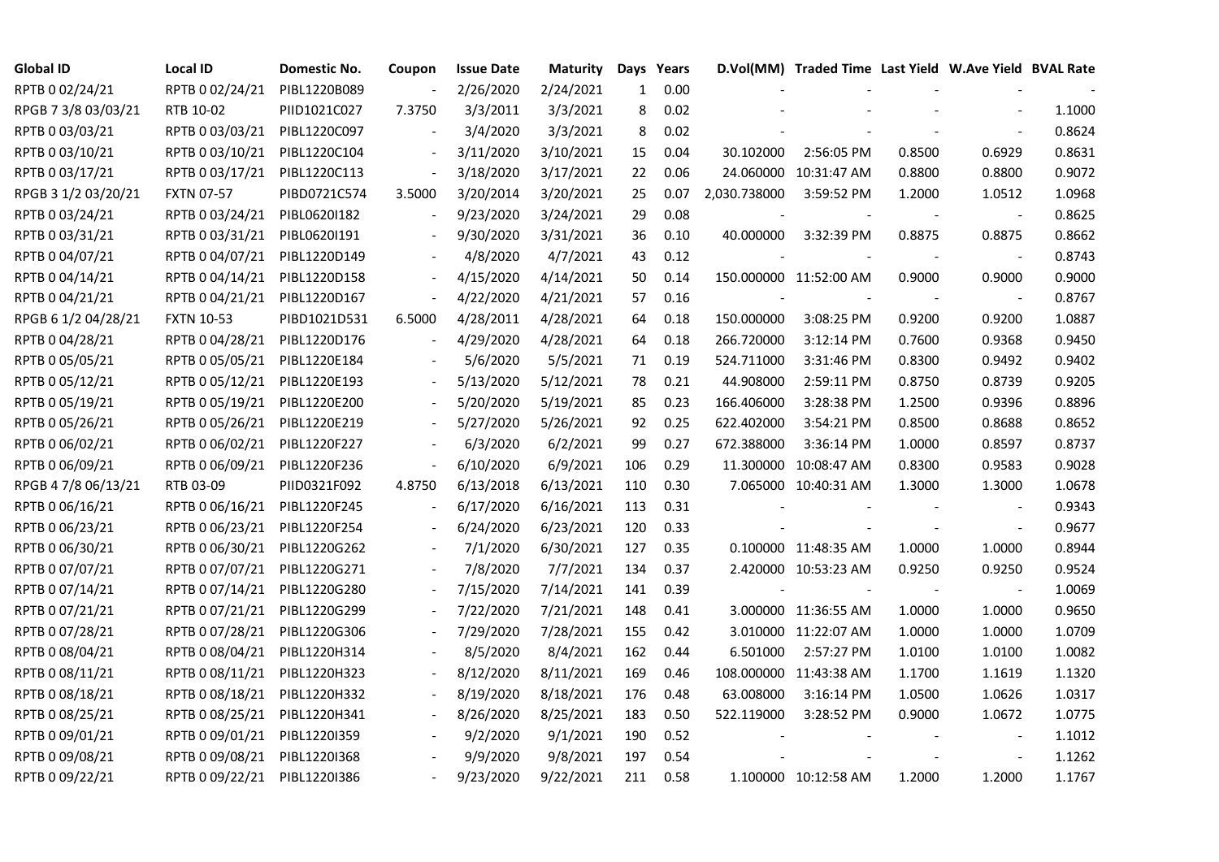| Global ID | Local ID | Domestic No. | Coupon | Issue Date | Maturity | Days | Years | D.Vol(MM) | Traded Time | Last Yield | W.Ave Yield | BVAL Rate |
|---|---|---|---|---|---|---|---|---|---|---|---|---|
| RPTB 0 02/24/21 | RPTB 0 02/24/21 | PIBL1220B089 | - | 2/26/2020 | 2/24/2021 | 1 | 0.00 | - | - | - | - | - |
| RPGB 7 3/8 03/03/21 | RTB 10-02 | PIID1021C027 | 7.3750 | 3/3/2011 | 3/3/2021 | 8 | 0.02 | - | - | - | - | 1.1000 |
| RPTB 0 03/03/21 | RPTB 0 03/03/21 | PIBL1220C097 | - | 3/4/2020 | 3/3/2021 | 8 | 0.02 | - | - | - | - | 0.8624 |
| RPTB 0 03/10/21 | RPTB 0 03/10/21 | PIBL1220C104 | - | 3/11/2020 | 3/10/2021 | 15 | 0.04 | 30.102000 | 2:56:05 PM | 0.8500 | 0.6929 | 0.8631 |
| RPTB 0 03/17/21 | RPTB 0 03/17/21 | PIBL1220C113 | - | 3/18/2020 | 3/17/2021 | 22 | 0.06 | 24.060000 | 10:31:47 AM | 0.8800 | 0.8800 | 0.9072 |
| RPGB 3 1/2 03/20/21 | FXTN 07-57 | PIBD0721C574 | 3.5000 | 3/20/2014 | 3/20/2021 | 25 | 0.07 | 2,030.738000 | 3:59:52 PM | 1.2000 | 1.0512 | 1.0968 |
| RPTB 0 03/24/21 | RPTB 0 03/24/21 | PIBL0620I182 | - | 9/23/2020 | 3/24/2021 | 29 | 0.08 | - | - | - | - | 0.8625 |
| RPTB 0 03/31/21 | RPTB 0 03/31/21 | PIBL0620I191 | - | 9/30/2020 | 3/31/2021 | 36 | 0.10 | 40.000000 | 3:32:39 PM | 0.8875 | 0.8875 | 0.8662 |
| RPTB 0 04/07/21 | RPTB 0 04/07/21 | PIBL1220D149 | - | 4/8/2020 | 4/7/2021 | 43 | 0.12 | - | - | - | - | 0.8743 |
| RPTB 0 04/14/21 | RPTB 0 04/14/21 | PIBL1220D158 | - | 4/15/2020 | 4/14/2021 | 50 | 0.14 | 150.000000 | 11:52:00 AM | 0.9000 | 0.9000 | 0.9000 |
| RPTB 0 04/21/21 | RPTB 0 04/21/21 | PIBL1220D167 | - | 4/22/2020 | 4/21/2021 | 57 | 0.16 | - | - | - | - | 0.8767 |
| RPGB 6 1/2 04/28/21 | FXTN 10-53 | PIBD1021D531 | 6.5000 | 4/28/2011 | 4/28/2021 | 64 | 0.18 | 150.000000 | 3:08:25 PM | 0.9200 | 0.9200 | 1.0887 |
| RPTB 0 04/28/21 | RPTB 0 04/28/21 | PIBL1220D176 | - | 4/29/2020 | 4/28/2021 | 64 | 0.18 | 266.720000 | 3:12:14 PM | 0.7600 | 0.9368 | 0.9450 |
| RPTB 0 05/05/21 | RPTB 0 05/05/21 | PIBL1220E184 | - | 5/6/2020 | 5/5/2021 | 71 | 0.19 | 524.711000 | 3:31:46 PM | 0.8300 | 0.9492 | 0.9402 |
| RPTB 0 05/12/21 | RPTB 0 05/12/21 | PIBL1220E193 | - | 5/13/2020 | 5/12/2021 | 78 | 0.21 | 44.908000 | 2:59:11 PM | 0.8750 | 0.8739 | 0.9205 |
| RPTB 0 05/19/21 | RPTB 0 05/19/21 | PIBL1220E200 | - | 5/20/2020 | 5/19/2021 | 85 | 0.23 | 166.406000 | 3:28:38 PM | 1.2500 | 0.9396 | 0.8896 |
| RPTB 0 05/26/21 | RPTB 0 05/26/21 | PIBL1220E219 | - | 5/27/2020 | 5/26/2021 | 92 | 0.25 | 622.402000 | 3:54:21 PM | 0.8500 | 0.8688 | 0.8652 |
| RPTB 0 06/02/21 | RPTB 0 06/02/21 | PIBL1220F227 | - | 6/3/2020 | 6/2/2021 | 99 | 0.27 | 672.388000 | 3:36:14 PM | 1.0000 | 0.8597 | 0.8737 |
| RPTB 0 06/09/21 | RPTB 0 06/09/21 | PIBL1220F236 | - | 6/10/2020 | 6/9/2021 | 106 | 0.29 | 11.300000 | 10:08:47 AM | 0.8300 | 0.9583 | 0.9028 |
| RPGB 4 7/8 06/13/21 | RTB 03-09 | PIID0321F092 | 4.8750 | 6/13/2018 | 6/13/2021 | 110 | 0.30 | 7.065000 | 10:40:31 AM | 1.3000 | 1.3000 | 1.0678 |
| RPTB 0 06/16/21 | RPTB 0 06/16/21 | PIBL1220F245 | - | 6/17/2020 | 6/16/2021 | 113 | 0.31 | - | - | - | - | 0.9343 |
| RPTB 0 06/23/21 | RPTB 0 06/23/21 | PIBL1220F254 | - | 6/24/2020 | 6/23/2021 | 120 | 0.33 | - | - | - | - | 0.9677 |
| RPTB 0 06/30/21 | RPTB 0 06/30/21 | PIBL1220G262 | - | 7/1/2020 | 6/30/2021 | 127 | 0.35 | 0.100000 | 11:48:35 AM | 1.0000 | 1.0000 | 0.8944 |
| RPTB 0 07/07/21 | RPTB 0 07/07/21 | PIBL1220G271 | - | 7/8/2020 | 7/7/2021 | 134 | 0.37 | 2.420000 | 10:53:23 AM | 0.9250 | 0.9250 | 0.9524 |
| RPTB 0 07/14/21 | RPTB 0 07/14/21 | PIBL1220G280 | - | 7/15/2020 | 7/14/2021 | 141 | 0.39 | - | - | - | - | 1.0069 |
| RPTB 0 07/21/21 | RPTB 0 07/21/21 | PIBL1220G299 | - | 7/22/2020 | 7/21/2021 | 148 | 0.41 | 3.000000 | 11:36:55 AM | 1.0000 | 1.0000 | 0.9650 |
| RPTB 0 07/28/21 | RPTB 0 07/28/21 | PIBL1220G306 | - | 7/29/2020 | 7/28/2021 | 155 | 0.42 | 3.010000 | 11:22:07 AM | 1.0000 | 1.0000 | 1.0709 |
| RPTB 0 08/04/21 | RPTB 0 08/04/21 | PIBL1220H314 | - | 8/5/2020 | 8/4/2021 | 162 | 0.44 | 6.501000 | 2:57:27 PM | 1.0100 | 1.0100 | 1.0082 |
| RPTB 0 08/11/21 | RPTB 0 08/11/21 | PIBL1220H323 | - | 8/12/2020 | 8/11/2021 | 169 | 0.46 | 108.000000 | 11:43:38 AM | 1.1700 | 1.1619 | 1.1320 |
| RPTB 0 08/18/21 | RPTB 0 08/18/21 | PIBL1220H332 | - | 8/19/2020 | 8/18/2021 | 176 | 0.48 | 63.008000 | 3:16:14 PM | 1.0500 | 1.0626 | 1.0317 |
| RPTB 0 08/25/21 | RPTB 0 08/25/21 | PIBL1220H341 | - | 8/26/2020 | 8/25/2021 | 183 | 0.50 | 522.119000 | 3:28:52 PM | 0.9000 | 1.0672 | 1.0775 |
| RPTB 0 09/01/21 | RPTB 0 09/01/21 | PIBL1220I359 | - | 9/2/2020 | 9/1/2021 | 190 | 0.52 | - | - | - | - | 1.1012 |
| RPTB 0 09/08/21 | RPTB 0 09/08/21 | PIBL1220I368 | - | 9/9/2020 | 9/8/2021 | 197 | 0.54 | - | - | - | - | 1.1262 |
| RPTB 0 09/22/21 | RPTB 0 09/22/21 | PIBL1220I386 | - | 9/23/2020 | 9/22/2021 | 211 | 0.58 | 1.100000 | 10:12:58 AM | 1.2000 | 1.2000 | 1.1767 |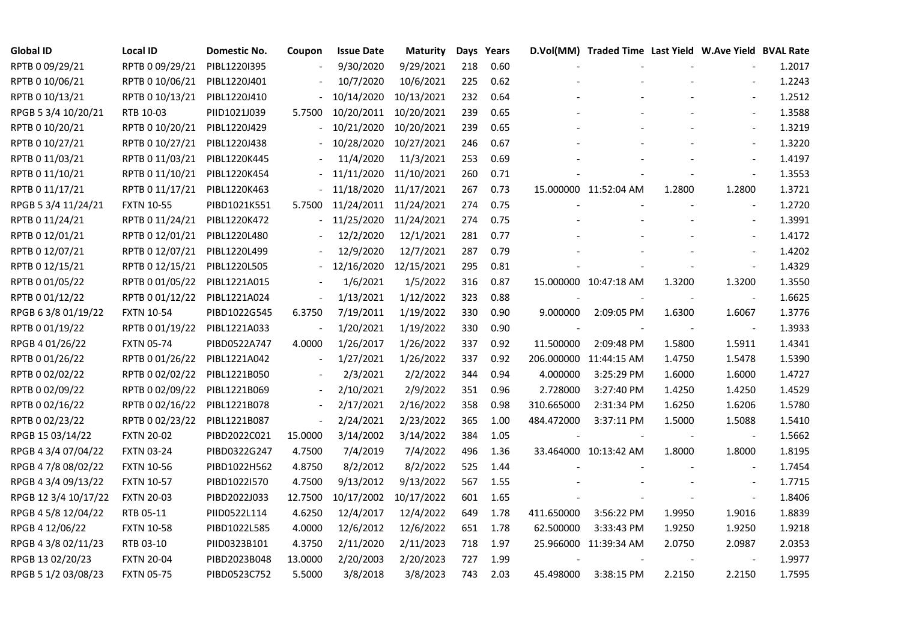| Global ID | Local ID | Domestic No. | Coupon | Issue Date | Maturity | Days | Years | D.Vol(MM) | Traded Time | Last Yield | W.Ave Yield | BVAL Rate |
|---|---|---|---|---|---|---|---|---|---|---|---|---|
| RPTB 0 09/29/21 | RPTB 0 09/29/21 | PIBL1220I395 | - | 9/30/2020 | 9/29/2021 | 218 | 0.60 | - | - | - | - | 1.2017 |
| RPTB 0 10/06/21 | RPTB 0 10/06/21 | PIBL1220J401 | - | 10/7/2020 | 10/6/2021 | 225 | 0.62 | - | - | - | - | 1.2243 |
| RPTB 0 10/13/21 | RPTB 0 10/13/21 | PIBL1220J410 | - | 10/14/2020 | 10/13/2021 | 232 | 0.64 | - | - | - | - | 1.2512 |
| RPGB 5 3/4 10/20/21 | RTB 10-03 | PIID1021J039 | 5.7500 | 10/20/2011 | 10/20/2021 | 239 | 0.65 | - | - | - | - | 1.3588 |
| RPTB 0 10/20/21 | RPTB 0 10/20/21 | PIBL1220J429 | - | 10/21/2020 | 10/20/2021 | 239 | 0.65 | - | - | - | - | 1.3219 |
| RPTB 0 10/27/21 | RPTB 0 10/27/21 | PIBL1220J438 | - | 10/28/2020 | 10/27/2021 | 246 | 0.67 | - | - | - | - | 1.3220 |
| RPTB 0 11/03/21 | RPTB 0 11/03/21 | PIBL1220K445 | - | 11/4/2020 | 11/3/2021 | 253 | 0.69 | - | - | - | - | 1.4197 |
| RPTB 0 11/10/21 | RPTB 0 11/10/21 | PIBL1220K454 | - | 11/11/2020 | 11/10/2021 | 260 | 0.71 | - | - | - | - | 1.3553 |
| RPTB 0 11/17/21 | RPTB 0 11/17/21 | PIBL1220K463 | - | 11/18/2020 | 11/17/2021 | 267 | 0.73 | 15.000000 | 11:52:04 AM | 1.2800 | 1.2800 | 1.3721 |
| RPGB 5 3/4 11/24/21 | FXTN 10-55 | PIBD1021K551 | 5.7500 | 11/24/2011 | 11/24/2021 | 274 | 0.75 | - | - | - | - | 1.2720 |
| RPTB 0 11/24/21 | RPTB 0 11/24/21 | PIBL1220K472 | - | 11/25/2020 | 11/24/2021 | 274 | 0.75 | - | - | - | - | 1.3991 |
| RPTB 0 12/01/21 | RPTB 0 12/01/21 | PIBL1220L480 | - | 12/2/2020 | 12/1/2021 | 281 | 0.77 | - | - | - | - | 1.4172 |
| RPTB 0 12/07/21 | RPTB 0 12/07/21 | PIBL1220L499 | - | 12/9/2020 | 12/7/2021 | 287 | 0.79 | - | - | - | - | 1.4202 |
| RPTB 0 12/15/21 | RPTB 0 12/15/21 | PIBL1220L505 | - | 12/16/2020 | 12/15/2021 | 295 | 0.81 | - | - | - | - | 1.4329 |
| RPTB 0 01/05/22 | RPTB 0 01/05/22 | PIBL1221A015 | - | 1/6/2021 | 1/5/2022 | 316 | 0.87 | 15.000000 | 10:47:18 AM | 1.3200 | 1.3200 | 1.3550 |
| RPTB 0 01/12/22 | RPTB 0 01/12/22 | PIBL1221A024 | - | 1/13/2021 | 1/12/2022 | 323 | 0.88 | - | - | - | - | 1.6625 |
| RPGB 6 3/8 01/19/22 | FXTN 10-54 | PIBD1022G545 | 6.3750 | 7/19/2011 | 1/19/2022 | 330 | 0.90 | 9.000000 | 2:09:05 PM | 1.6300 | 1.6067 | 1.3776 |
| RPTB 0 01/19/22 | RPTB 0 01/19/22 | PIBL1221A033 | - | 1/20/2021 | 1/19/2022 | 330 | 0.90 | - | - | - | - | 1.3933 |
| RPGB 4 01/26/22 | FXTN 05-74 | PIBD0522A747 | 4.0000 | 1/26/2017 | 1/26/2022 | 337 | 0.92 | 11.500000 | 2:09:48 PM | 1.5800 | 1.5911 | 1.4341 |
| RPTB 0 01/26/22 | RPTB 0 01/26/22 | PIBL1221A042 | - | 1/27/2021 | 1/26/2022 | 337 | 0.92 | 206.000000 | 11:44:15 AM | 1.4750 | 1.5478 | 1.5390 |
| RPTB 0 02/02/22 | RPTB 0 02/02/22 | PIBL1221B050 | - | 2/3/2021 | 2/2/2022 | 344 | 0.94 | 4.000000 | 3:25:29 PM | 1.6000 | 1.6000 | 1.4727 |
| RPTB 0 02/09/22 | RPTB 0 02/09/22 | PIBL1221B069 | - | 2/10/2021 | 2/9/2022 | 351 | 0.96 | 2.728000 | 3:27:40 PM | 1.4250 | 1.4250 | 1.4529 |
| RPTB 0 02/16/22 | RPTB 0 02/16/22 | PIBL1221B078 | - | 2/17/2021 | 2/16/2022 | 358 | 0.98 | 310.665000 | 2:31:34 PM | 1.6250 | 1.6206 | 1.5780 |
| RPTB 0 02/23/22 | RPTB 0 02/23/22 | PIBL1221B087 | - | 2/24/2021 | 2/23/2022 | 365 | 1.00 | 484.472000 | 3:37:11 PM | 1.5000 | 1.5088 | 1.5410 |
| RPGB 15 03/14/22 | FXTN 20-02 | PIBD2022C021 | 15.0000 | 3/14/2002 | 3/14/2022 | 384 | 1.05 | - | - | - | - | 1.5662 |
| RPGB 4 3/4 07/04/22 | FXTN 03-24 | PIBD0322G247 | 4.7500 | 7/4/2019 | 7/4/2022 | 496 | 1.36 | 33.464000 | 10:13:42 AM | 1.8000 | 1.8000 | 1.8195 |
| RPGB 4 7/8 08/02/22 | FXTN 10-56 | PIBD1022H562 | 4.8750 | 8/2/2012 | 8/2/2022 | 525 | 1.44 | - | - | - | - | 1.7454 |
| RPGB 4 3/4 09/13/22 | FXTN 10-57 | PIBD1022I570 | 4.7500 | 9/13/2012 | 9/13/2022 | 567 | 1.55 | - | - | - | - | 1.7715 |
| RPGB 12 3/4 10/17/22 | FXTN 20-03 | PIBD2022J033 | 12.7500 | 10/17/2002 | 10/17/2022 | 601 | 1.65 | - | - | - | - | 1.8406 |
| RPGB 4 5/8 12/04/22 | RTB 05-11 | PIID0522L114 | 4.6250 | 12/4/2017 | 12/4/2022 | 649 | 1.78 | 411.650000 | 3:56:22 PM | 1.9950 | 1.9016 | 1.8839 |
| RPGB 4 12/06/22 | FXTN 10-58 | PIBD1022L585 | 4.0000 | 12/6/2012 | 12/6/2022 | 651 | 1.78 | 62.500000 | 3:33:43 PM | 1.9250 | 1.9250 | 1.9218 |
| RPGB 4 3/8 02/11/23 | RTB 03-10 | PIID0323B101 | 4.3750 | 2/11/2020 | 2/11/2023 | 718 | 1.97 | 25.966000 | 11:39:34 AM | 2.0750 | 2.0987 | 2.0353 |
| RPGB 13 02/20/23 | FXTN 20-04 | PIBD2023B048 | 13.0000 | 2/20/2003 | 2/20/2023 | 727 | 1.99 | - | - | - | - | 1.9977 |
| RPGB 5 1/2 03/08/23 | FXTN 05-75 | PIBD0523C752 | 5.5000 | 3/8/2018 | 3/8/2023 | 743 | 2.03 | 45.498000 | 3:38:15 PM | 2.2150 | 2.2150 | 1.7595 |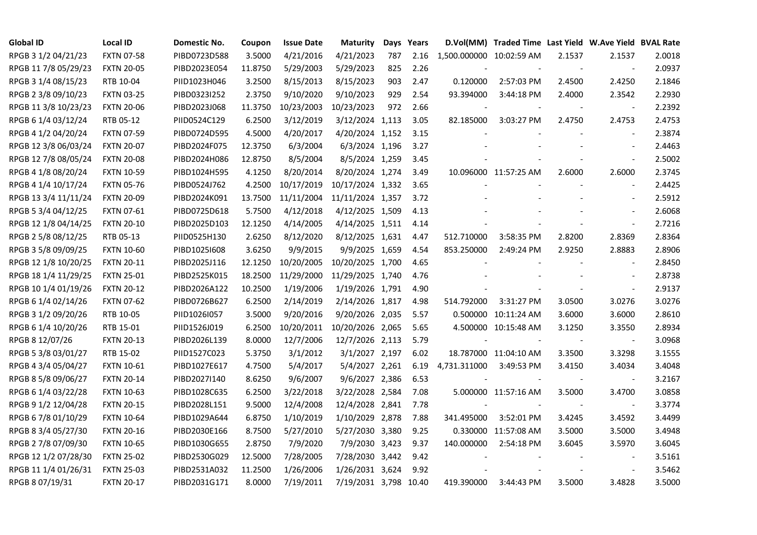| Global ID | Local ID | Domestic No. | Coupon | Issue Date | Maturity | Days | Years | D.Vol(MM) | Traded Time | Last Yield | W.Ave Yield | BVAL Rate |
|---|---|---|---|---|---|---|---|---|---|---|---|---|
| RPGB 3 1/2 04/21/23 | FXTN 07-58 | PIBD0723D588 | 3.5000 | 4/21/2016 | 4/21/2023 | 787 | 2.16 | 1,500.000000 | 10:02:59 AM | 2.1537 | 2.1537 | 2.0018 |
| RPGB 11 7/8 05/29/23 | FXTN 20-05 | PIBD2023E054 | 11.8750 | 5/29/2003 | 5/29/2023 | 825 | 2.26 | - | - | - | - | 2.0937 |
| RPGB 3 1/4 08/15/23 | RTB 10-04 | PIID1023H046 | 3.2500 | 8/15/2013 | 8/15/2023 | 903 | 2.47 | 0.120000 | 2:57:03 PM | 2.4500 | 2.4250 | 2.1846 |
| RPGB 2 3/8 09/10/23 | FXTN 03-25 | PIBD0323I252 | 2.3750 | 9/10/2020 | 9/10/2023 | 929 | 2.54 | 93.394000 | 3:44:18 PM | 2.4000 | 2.3542 | 2.2930 |
| RPGB 11 3/8 10/23/23 | FXTN 20-06 | PIBD2023J068 | 11.3750 | 10/23/2003 | 10/23/2023 | 972 | 2.66 | - | - | - | - | 2.2392 |
| RPGB 6 1/4 03/12/24 | RTB 05-12 | PIID0524C129 | 6.2500 | 3/12/2019 | 3/12/2024 | 1,113 | 3.05 | 82.185000 | 3:03:27 PM | 2.4750 | 2.4753 | 2.4753 |
| RPGB 4 1/2 04/20/24 | FXTN 07-59 | PIBD0724D595 | 4.5000 | 4/20/2017 | 4/20/2024 | 1,152 | 3.15 | - | - | - | - | 2.3874 |
| RPGB 12 3/8 06/03/24 | FXTN 20-07 | PIBD2024F075 | 12.3750 | 6/3/2004 | 6/3/2024 | 1,196 | 3.27 | - | - | - | - | 2.4463 |
| RPGB 12 7/8 08/05/24 | FXTN 20-08 | PIBD2024H086 | 12.8750 | 8/5/2004 | 8/5/2024 | 1,259 | 3.45 | - | - | - | - | 2.5002 |
| RPGB 4 1/8 08/20/24 | FXTN 10-59 | PIBD1024H595 | 4.1250 | 8/20/2014 | 8/20/2024 | 1,274 | 3.49 | 10.096000 | 11:57:25 AM | 2.6000 | 2.6000 | 2.3745 |
| RPGB 4 1/4 10/17/24 | FXTN 05-76 | PIBD0524J762 | 4.2500 | 10/17/2019 | 10/17/2024 | 1,332 | 3.65 | - | - | - | - | 2.4425 |
| RPGB 13 3/4 11/11/24 | FXTN 20-09 | PIBD2024K091 | 13.7500 | 11/11/2004 | 11/11/2024 | 1,357 | 3.72 | - | - | - | - | 2.5912 |
| RPGB 5 3/4 04/12/25 | FXTN 07-61 | PIBD0725D618 | 5.7500 | 4/12/2018 | 4/12/2025 | 1,509 | 4.13 | - | - | - | - | 2.6068 |
| RPGB 12 1/8 04/14/25 | FXTN 20-10 | PIBD2025D103 | 12.1250 | 4/14/2005 | 4/14/2025 | 1,511 | 4.14 | - | - | - | - | 2.7216 |
| RPGB 2 5/8 08/12/25 | RTB 05-13 | PIID0525H130 | 2.6250 | 8/12/2020 | 8/12/2025 | 1,631 | 4.47 | 512.710000 | 3:58:35 PM | 2.8200 | 2.8369 | 2.8364 |
| RPGB 3 5/8 09/09/25 | FXTN 10-60 | PIBD1025I608 | 3.6250 | 9/9/2015 | 9/9/2025 | 1,659 | 4.54 | 853.250000 | 2:49:24 PM | 2.9250 | 2.8883 | 2.8906 |
| RPGB 12 1/8 10/20/25 | FXTN 20-11 | PIBD2025J116 | 12.1250 | 10/20/2005 | 10/20/2025 | 1,700 | 4.65 | - | - | - | - | 2.8450 |
| RPGB 18 1/4 11/29/25 | FXTN 25-01 | PIBD2525K015 | 18.2500 | 11/29/2000 | 11/29/2025 | 1,740 | 4.76 | - | - | - | - | 2.8738 |
| RPGB 10 1/4 01/19/26 | FXTN 20-12 | PIBD2026A122 | 10.2500 | 1/19/2006 | 1/19/2026 | 1,791 | 4.90 | - | - | - | - | 2.9137 |
| RPGB 6 1/4 02/14/26 | FXTN 07-62 | PIBD0726B627 | 6.2500 | 2/14/2019 | 2/14/2026 | 1,817 | 4.98 | 514.792000 | 3:31:27 PM | 3.0500 | 3.0276 | 3.0276 |
| RPGB 3 1/2 09/20/26 | RTB 10-05 | PIID1026I057 | 3.5000 | 9/20/2016 | 9/20/2026 | 2,035 | 5.57 | 0.500000 | 10:11:24 AM | 3.6000 | 3.6000 | 2.8610 |
| RPGB 6 1/4 10/20/26 | RTB 15-01 | PIID1526J019 | 6.2500 | 10/20/2011 | 10/20/2026 | 2,065 | 5.65 | 4.500000 | 10:15:48 AM | 3.1250 | 3.3550 | 2.8934 |
| RPGB 8 12/07/26 | FXTN 20-13 | PIBD2026L139 | 8.0000 | 12/7/2006 | 12/7/2026 | 2,113 | 5.79 | - | - | - | - | 3.0968 |
| RPGB 5 3/8 03/01/27 | RTB 15-02 | PIID1527C023 | 5.3750 | 3/1/2012 | 3/1/2027 | 2,197 | 6.02 | 18.787000 | 11:04:10 AM | 3.3500 | 3.3298 | 3.1555 |
| RPGB 4 3/4 05/04/27 | FXTN 10-61 | PIBD1027E617 | 4.7500 | 5/4/2017 | 5/4/2027 | 2,261 | 6.19 | 4,731.311000 | 3:49:53 PM | 3.4150 | 3.4034 | 3.4048 |
| RPGB 8 5/8 09/06/27 | FXTN 20-14 | PIBD2027I140 | 8.6250 | 9/6/2007 | 9/6/2027 | 2,386 | 6.53 | - | - | - | - | 3.2167 |
| RPGB 6 1/4 03/22/28 | FXTN 10-63 | PIBD1028C635 | 6.2500 | 3/22/2018 | 3/22/2028 | 2,584 | 7.08 | 5.000000 | 11:57:16 AM | 3.5000 | 3.4700 | 3.0858 |
| RPGB 9 1/2 12/04/28 | FXTN 20-15 | PIBD2028L151 | 9.5000 | 12/4/2008 | 12/4/2028 | 2,841 | 7.78 | - | - | - | - | 3.3774 |
| RPGB 6 7/8 01/10/29 | FXTN 10-64 | PIBD1029A644 | 6.8750 | 1/10/2019 | 1/10/2029 | 2,878 | 7.88 | 341.495000 | 3:52:01 PM | 3.4245 | 3.4592 | 3.4499 |
| RPGB 8 3/4 05/27/30 | FXTN 20-16 | PIBD2030E166 | 8.7500 | 5/27/2010 | 5/27/2030 | 3,380 | 9.25 | 0.330000 | 11:57:08 AM | 3.5000 | 3.5000 | 3.4948 |
| RPGB 2 7/8 07/09/30 | FXTN 10-65 | PIBD1030G655 | 2.8750 | 7/9/2020 | 7/9/2030 | 3,423 | 9.37 | 140.000000 | 2:54:18 PM | 3.6045 | 3.5970 | 3.6045 |
| RPGB 12 1/2 07/28/30 | FXTN 25-02 | PIBD2530G029 | 12.5000 | 7/28/2005 | 7/28/2030 | 3,442 | 9.42 | - | - | - | - | 3.5161 |
| RPGB 11 1/4 01/26/31 | FXTN 25-03 | PIBD2531A032 | 11.2500 | 1/26/2006 | 1/26/2031 | 3,624 | 9.92 | - | - | - | - | 3.5462 |
| RPGB 8 07/19/31 | FXTN 20-17 | PIBD2031G171 | 8.0000 | 7/19/2011 | 7/19/2031 | 3,798 | 10.40 | 419.390000 | 3:44:43 PM | 3.5000 | 3.4828 | 3.5000 |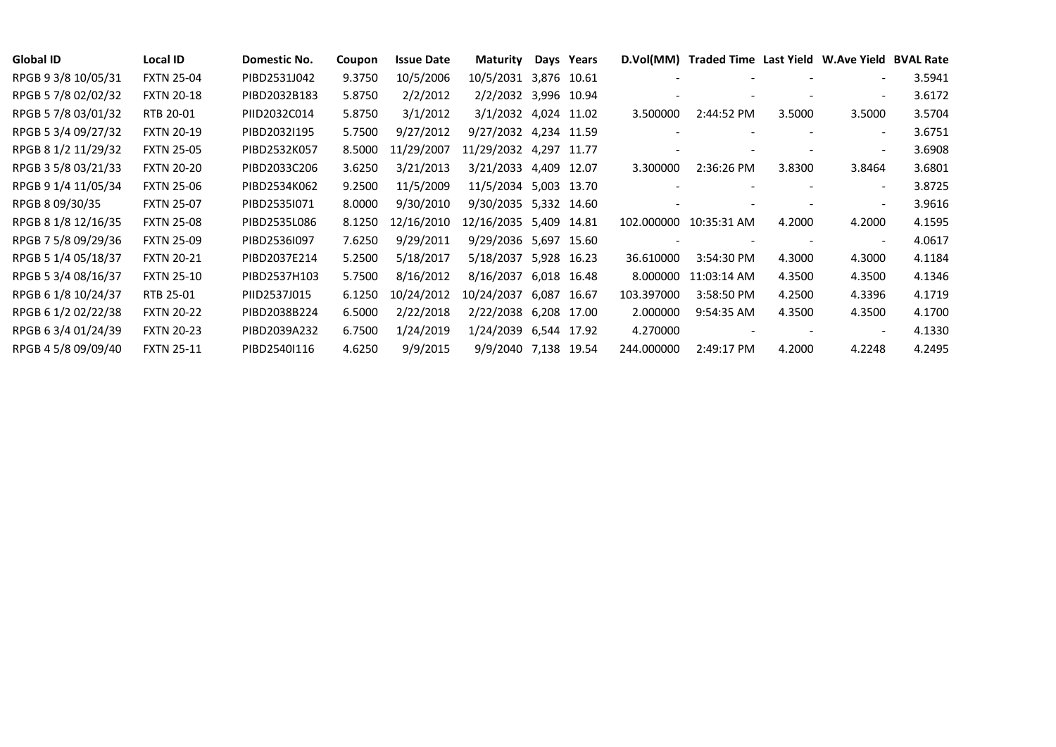| Global ID | Local ID | Domestic No. | Coupon | Issue Date | Maturity | Days | Years | D.Vol(MM) | Traded Time | Last Yield | W.Ave Yield | BVAL Rate |
|---|---|---|---|---|---|---|---|---|---|---|---|---|
| RPGB 9 3/8 10/05/31 | FXTN 25-04 | PIBD2531J042 | 9.3750 | 10/5/2006 | 10/5/2031 | 3,876 | 10.61 | - | - | - | - | 3.5941 |
| RPGB 5 7/8 02/02/32 | FXTN 20-18 | PIBD2032B183 | 5.8750 | 2/2/2012 | 2/2/2032 | 3,996 | 10.94 | - | - | - | - | 3.6172 |
| RPGB 5 7/8 03/01/32 | RTB 20-01 | PIID2032C014 | 5.8750 | 3/1/2012 | 3/1/2032 | 4,024 | 11.02 | 3.500000 | 2:44:52 PM | 3.5000 | 3.5000 | 3.5704 |
| RPGB 5 3/4 09/27/32 | FXTN 20-19 | PIBD2032I195 | 5.7500 | 9/27/2012 | 9/27/2032 | 4,234 | 11.59 | - | - | - | - | 3.6751 |
| RPGB 8 1/2 11/29/32 | FXTN 25-05 | PIBD2532K057 | 8.5000 | 11/29/2007 | 11/29/2032 | 4,297 | 11.77 | - | - | - | - | 3.6908 |
| RPGB 3 5/8 03/21/33 | FXTN 20-20 | PIBD2033C206 | 3.6250 | 3/21/2013 | 3/21/2033 | 4,409 | 12.07 | 3.300000 | 2:36:26 PM | 3.8300 | 3.8464 | 3.6801 |
| RPGB 9 1/4 11/05/34 | FXTN 25-06 | PIBD2534K062 | 9.2500 | 11/5/2009 | 11/5/2034 | 5,003 | 13.70 | - | - | - | - | 3.8725 |
| RPGB 8 09/30/35 | FXTN 25-07 | PIBD2535I071 | 8.0000 | 9/30/2010 | 9/30/2035 | 5,332 | 14.60 | - | - | - | - | 3.9616 |
| RPGB 8 1/8 12/16/35 | FXTN 25-08 | PIBD2535L086 | 8.1250 | 12/16/2010 | 12/16/2035 | 5,409 | 14.81 | 102.000000 | 10:35:31 AM | 4.2000 | 4.2000 | 4.1595 |
| RPGB 7 5/8 09/29/36 | FXTN 25-09 | PIBD2536I097 | 7.6250 | 9/29/2011 | 9/29/2036 | 5,697 | 15.60 | - | - | - | - | 4.0617 |
| RPGB 5 1/4 05/18/37 | FXTN 20-21 | PIBD2037E214 | 5.2500 | 5/18/2017 | 5/18/2037 | 5,928 | 16.23 | 36.610000 | 3:54:30 PM | 4.3000 | 4.3000 | 4.1184 |
| RPGB 5 3/4 08/16/37 | FXTN 25-10 | PIBD2537H103 | 5.7500 | 8/16/2012 | 8/16/2037 | 6,018 | 16.48 | 8.000000 | 11:03:14 AM | 4.3500 | 4.3500 | 4.1346 |
| RPGB 6 1/8 10/24/37 | RTB 25-01 | PIID2537J015 | 6.1250 | 10/24/2012 | 10/24/2037 | 6,087 | 16.67 | 103.397000 | 3:58:50 PM | 4.2500 | 4.3396 | 4.1719 |
| RPGB 6 1/2 02/22/38 | FXTN 20-22 | PIBD2038B224 | 6.5000 | 2/22/2018 | 2/22/2038 | 6,208 | 17.00 | 2.000000 | 9:54:35 AM | 4.3500 | 4.3500 | 4.1700 |
| RPGB 6 3/4 01/24/39 | FXTN 20-23 | PIBD2039A232 | 6.7500 | 1/24/2019 | 1/24/2039 | 6,544 | 17.92 | 4.270000 | - | - | - | 4.1330 |
| RPGB 4 5/8 09/09/40 | FXTN 25-11 | PIBD2540I116 | 4.6250 | 9/9/2015 | 9/9/2040 | 7,138 | 19.54 | 244.000000 | 2:49:17 PM | 4.2000 | 4.2248 | 4.2495 |